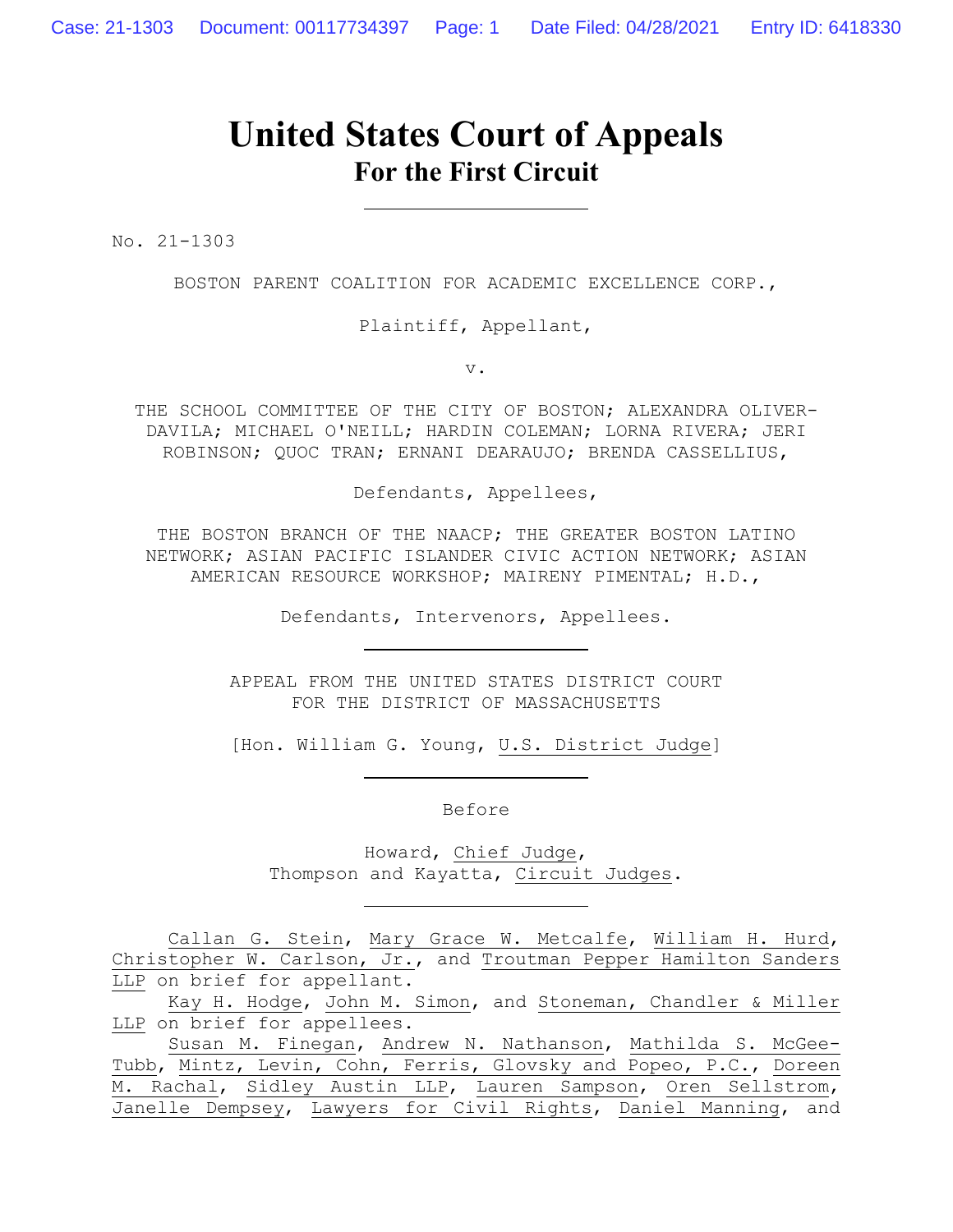# United States Court of Appeals
## For the First Circuit

No. 21-1303

BOSTON PARENT COALITION FOR ACADEMIC EXCELLENCE CORP.,

Plaintiff, Appellant,

v.

THE SCHOOL COMMITTEE OF THE CITY OF BOSTON; ALEXANDRA OLIVER-DAVILA; MICHAEL O'NEILL; HARDIN COLEMAN; LORNA RIVERA; JERI ROBINSON; QUOC TRAN; ERNANI DEARAUJO; BRENDA CASSELLIUS,

Defendants, Appellees,

THE BOSTON BRANCH OF THE NAACP; THE GREATER BOSTON LATINO NETWORK; ASIAN PACIFIC ISLANDER CIVIC ACTION NETWORK; ASIAN AMERICAN RESOURCE WORKSHOP; MAIRENY PIMENTAL; H.D.,

Defendants, Intervenors, Appellees.

APPEAL FROM THE UNITED STATES DISTRICT COURT FOR THE DISTRICT OF MASSACHUSETTS

[Hon. William G. Young, U.S. District Judge]

Before

Howard, Chief Judge,
Thompson and Kayatta, Circuit Judges.

Callan G. Stein, Mary Grace W. Metcalfe, William H. Hurd, Christopher W. Carlson, Jr., and Troutman Pepper Hamilton Sanders LLP on brief for appellant.

Kay H. Hodge, John M. Simon, and Stoneman, Chandler & Miller LLP on brief for appellees.

Susan M. Finegan, Andrew N. Nathanson, Mathilda S. McGee-Tubb, Mintz, Levin, Cohn, Ferris, Glovsky and Popeo, P.C., Doreen M. Rachal, Sidley Austin LLP, Lauren Sampson, Oren Sellstrom, Janelle Dempsey, Lawyers for Civil Rights, Daniel Manning, and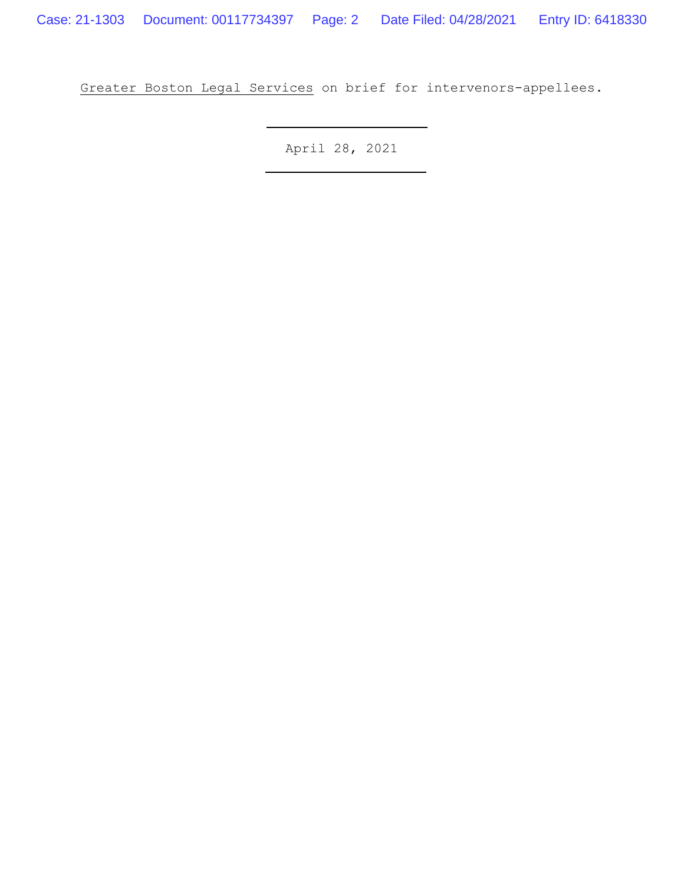Greater Boston Legal Services on brief for intervenors-appellees.

---

April 28, 2021

---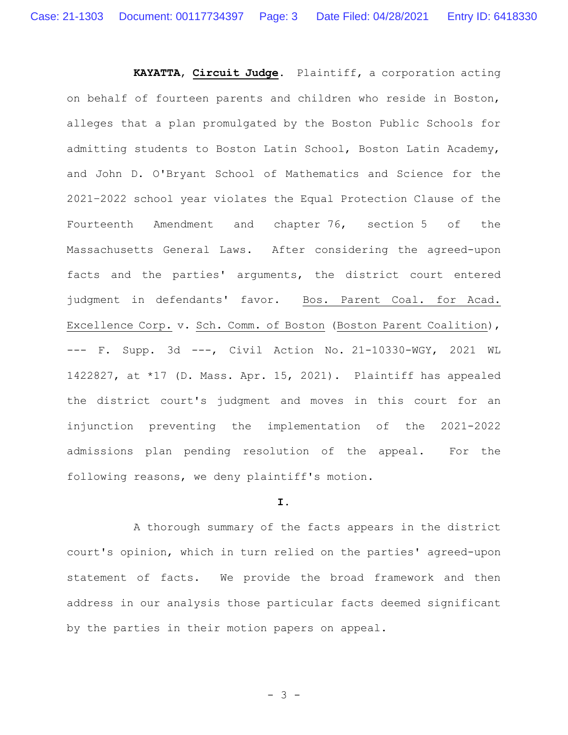**KAYATTA**, Circuit Judge. Plaintiff, a corporation acting on behalf of fourteen parents and children who reside in Boston, alleges that a plan promulgated by the Boston Public Schools for admitting students to Boston Latin School, Boston Latin Academy, and John D. O'Bryant School of Mathematics and Science for the 2021-2022 school year violates the Equal Protection Clause of the Fourteenth Amendment and chapter 76, section 5 of the Massachusetts General Laws. After considering the agreed-upon facts and the parties' arguments, the district court entered judgment in defendants' favor. Bos. Parent Coal. for Acad. Excellence Corp. v. Sch. Comm. of Boston (Boston Parent Coalition), --- F. Supp. 3d ---, Civil Action No. 21-10330-WGY, 2021 WL 1422827, at *17 (D. Mass. Apr. 15, 2021). Plaintiff has appealed the district court's judgment and moves in this court for an injunction preventing the implementation of the 2021-2022 admissions plan pending resolution of the appeal. For the following reasons, we deny plaintiff's motion.

## I.

A thorough summary of the facts appears in the district court's opinion, which in turn relied on the parties' agreed-upon statement of facts. We provide the broad framework and then address in our analysis those particular facts deemed significant by the parties in their motion papers on appeal.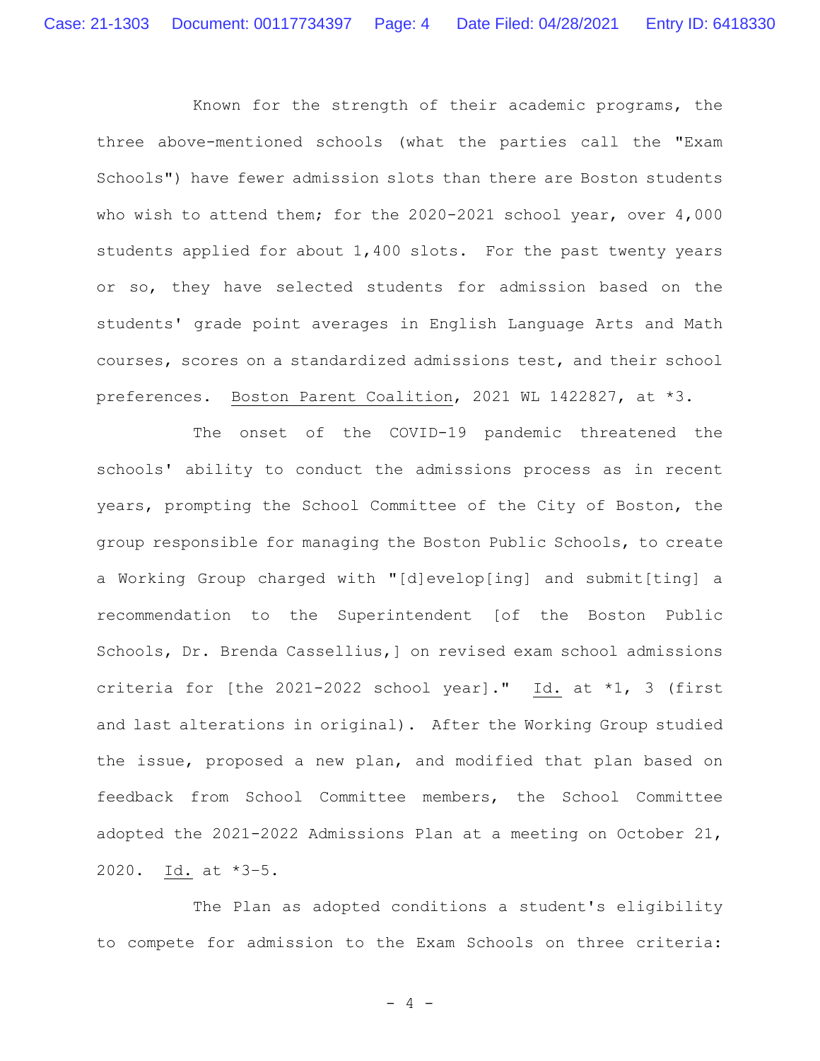Known for the strength of their academic programs, the three above-mentioned schools (what the parties call the "Exam Schools") have fewer admission slots than there are Boston students who wish to attend them; for the 2020-2021 school year, over 4,000 students applied for about 1,400 slots. For the past twenty years or so, they have selected students for admission based on the students' grade point averages in English Language Arts and Math courses, scores on a standardized admissions test, and their school preferences. Boston Parent Coalition, 2021 WL 1422827, at *3.

The onset of the COVID-19 pandemic threatened the schools' ability to conduct the admissions process as in recent years, prompting the School Committee of the City of Boston, the group responsible for managing the Boston Public Schools, to create a Working Group charged with "[d]evelop[ing] and submit[ting] a recommendation to the Superintendent [of the Boston Public Schools, Dr. Brenda Cassellius,] on revised exam school admissions criteria for [the 2021-2022 school year]." Id. at *1, 3 (first and last alterations in original). After the Working Group studied the issue, proposed a new plan, and modified that plan based on feedback from School Committee members, the School Committee adopted the 2021-2022 Admissions Plan at a meeting on October 21, 2020. Id. at *3-5.

The Plan as adopted conditions a student's eligibility to compete for admission to the Exam Schools on three criteria: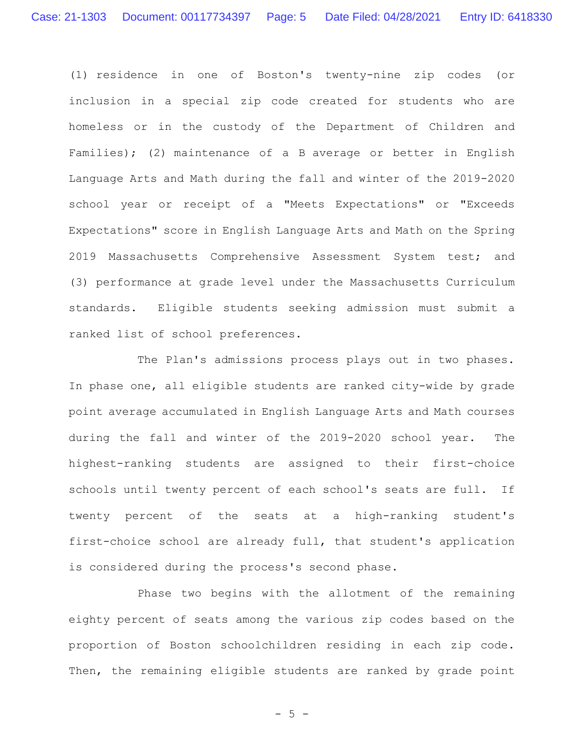(1) residence in one of Boston's twenty-nine zip codes (or inclusion in a special zip code created for students who are homeless or in the custody of the Department of Children and Families); (2) maintenance of a B average or better in English Language Arts and Math during the fall and winter of the 2019-2020 school year or receipt of a "Meets Expectations" or "Exceeds Expectations" score in English Language Arts and Math on the Spring 2019 Massachusetts Comprehensive Assessment System test; and (3) performance at grade level under the Massachusetts Curriculum standards. Eligible students seeking admission must submit a ranked list of school preferences.

The Plan's admissions process plays out in two phases. In phase one, all eligible students are ranked city-wide by grade point average accumulated in English Language Arts and Math courses during the fall and winter of the 2019-2020 school year. The highest-ranking students are assigned to their first-choice schools until twenty percent of each school's seats are full. If twenty percent of the seats at a high-ranking student's first-choice school are already full, that student's application is considered during the process's second phase.

Phase two begins with the allotment of the remaining eighty percent of seats among the various zip codes based on the proportion of Boston schoolchildren residing in each zip code. Then, the remaining eligible students are ranked by grade point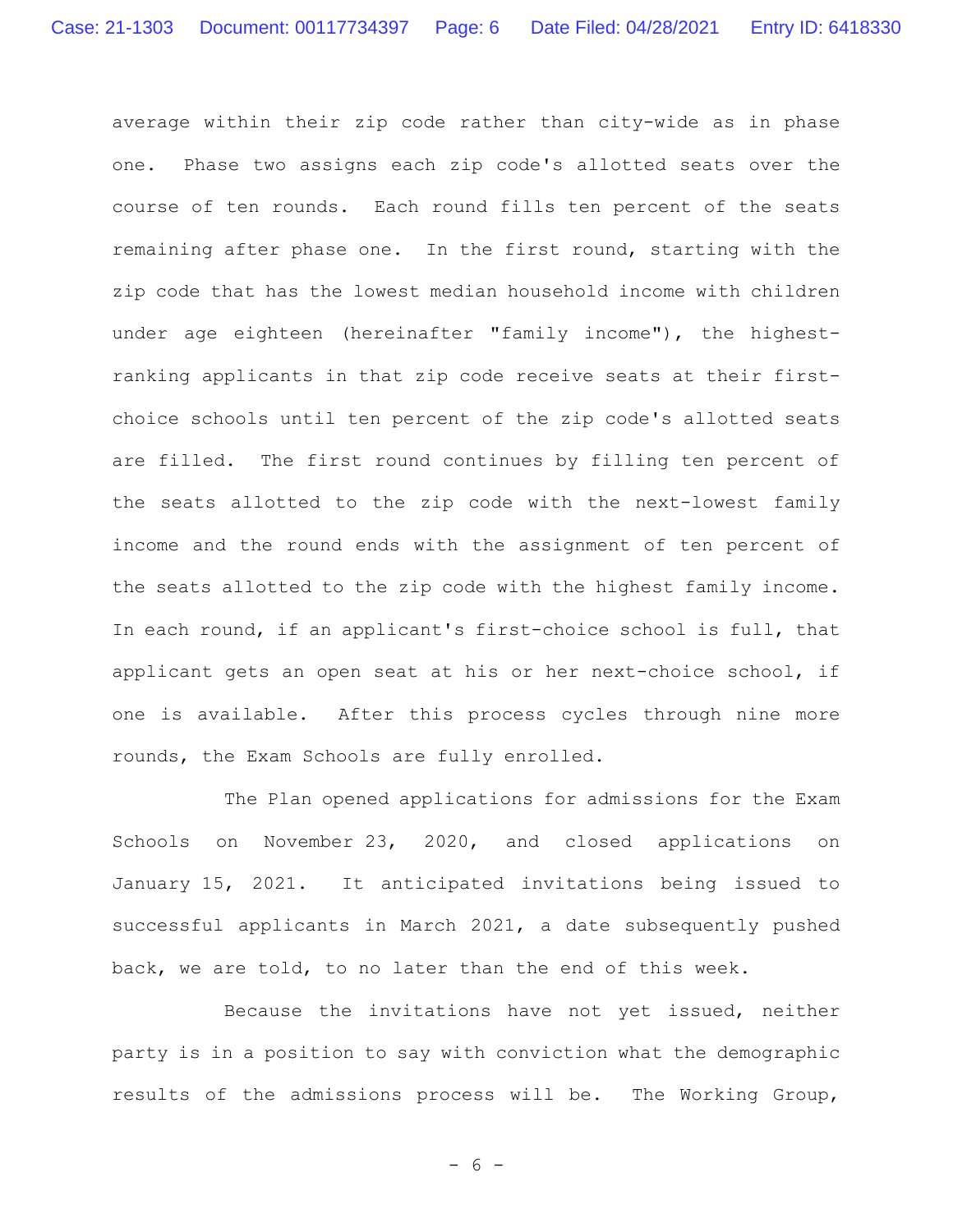average within their zip code rather than city-wide as in phase one. Phase two assigns each zip code's allotted seats over the course of ten rounds. Each round fills ten percent of the seats remaining after phase one. In the first round, starting with the zip code that has the lowest median household income with children under age eighteen (hereinafter "family income"), the highest-ranking applicants in that zip code receive seats at their first-choice schools until ten percent of the zip code's allotted seats are filled. The first round continues by filling ten percent of the seats allotted to the zip code with the next-lowest family income and the round ends with the assignment of ten percent of the seats allotted to the zip code with the highest family income. In each round, if an applicant's first-choice school is full, that applicant gets an open seat at his or her next-choice school, if one is available. After this process cycles through nine more rounds, the Exam Schools are fully enrolled.

The Plan opened applications for admissions for the Exam Schools on November 23, 2020, and closed applications on January 15, 2021. It anticipated invitations being issued to successful applicants in March 2021, a date subsequently pushed back, we are told, to no later than the end of this week.

Because the invitations have not yet issued, neither party is in a position to say with conviction what the demographic results of the admissions process will be. The Working Group,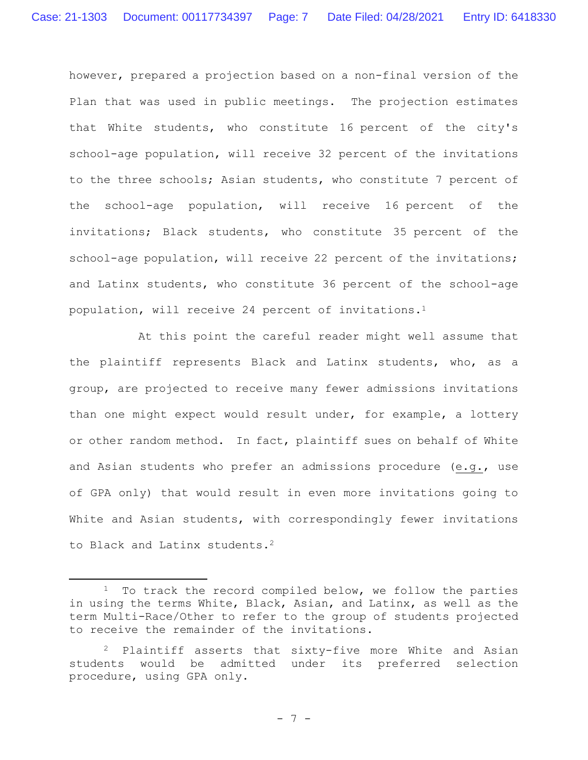however, prepared a projection based on a non-final version of the Plan that was used in public meetings. The projection estimates that White students, who constitute 16 percent of the city's school-age population, will receive 32 percent of the invitations to the three schools; Asian students, who constitute 7 percent of the school-age population, will receive 16 percent of the invitations; Black students, who constitute 35 percent of the school-age population, will receive 22 percent of the invitations; and Latinx students, who constitute 36 percent of the school-age population, will receive 24 percent of invitations.[1]

At this point the careful reader might well assume that the plaintiff represents Black and Latinx students, who, as a group, are projected to receive many fewer admissions invitations than one might expect would result under, for example, a lottery or other random method. In fact, plaintiff sues on behalf of White and Asian students who prefer an admissions procedure (e.g., use of GPA only) that would result in even more invitations going to White and Asian students, with correspondingly fewer invitations to Black and Latinx students.[2]

---

[1] To track the record compiled below, we follow the parties in using the terms White, Black, Asian, and Latinx, as well as the term Multi-Race/Other to refer to the group of students projected to receive the remainder of the invitations.

[2] Plaintiff asserts that sixty-five more White and Asian students would be admitted under its preferred selection procedure, using GPA only.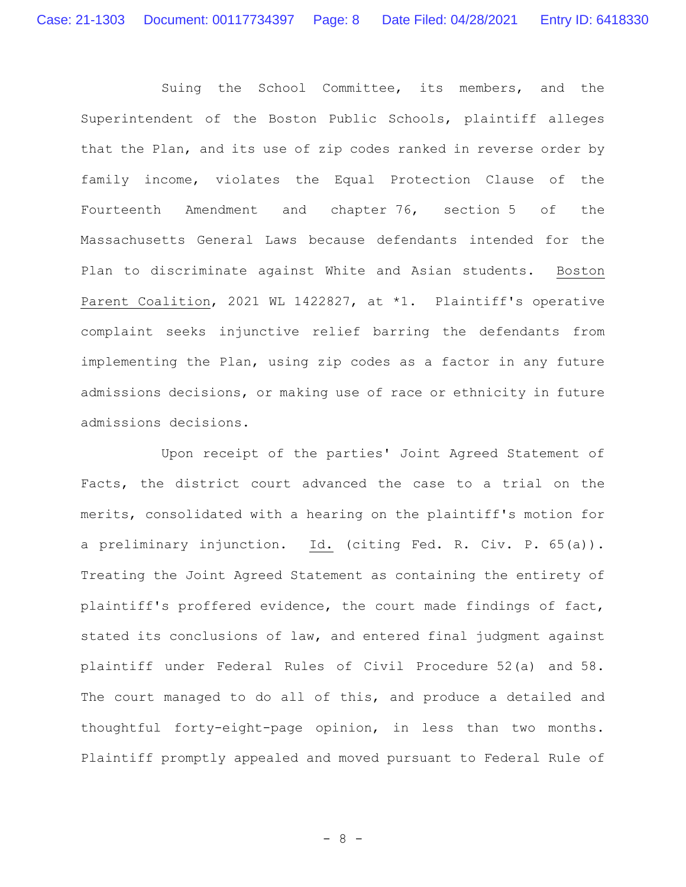Suing the School Committee, its members, and the Superintendent of the Boston Public Schools, plaintiff alleges that the Plan, and its use of zip codes ranked in reverse order by family income, violates the Equal Protection Clause of the Fourteenth Amendment and chapter 76, section 5 of the Massachusetts General Laws because defendants intended for the Plan to discriminate against White and Asian students. Boston Parent Coalition, 2021 WL 1422827, at *1. Plaintiff's operative complaint seeks injunctive relief barring the defendants from implementing the Plan, using zip codes as a factor in any future admissions decisions, or making use of race or ethnicity in future admissions decisions.

Upon receipt of the parties' Joint Agreed Statement of Facts, the district court advanced the case to a trial on the merits, consolidated with a hearing on the plaintiff's motion for a preliminary injunction. Id. (citing Fed. R. Civ. P. 65(a)). Treating the Joint Agreed Statement as containing the entirety of plaintiff's proffered evidence, the court made findings of fact, stated its conclusions of law, and entered final judgment against plaintiff under Federal Rules of Civil Procedure 52(a) and 58. The court managed to do all of this, and produce a detailed and thoughtful forty-eight-page opinion, in less than two months. Plaintiff promptly appealed and moved pursuant to Federal Rule of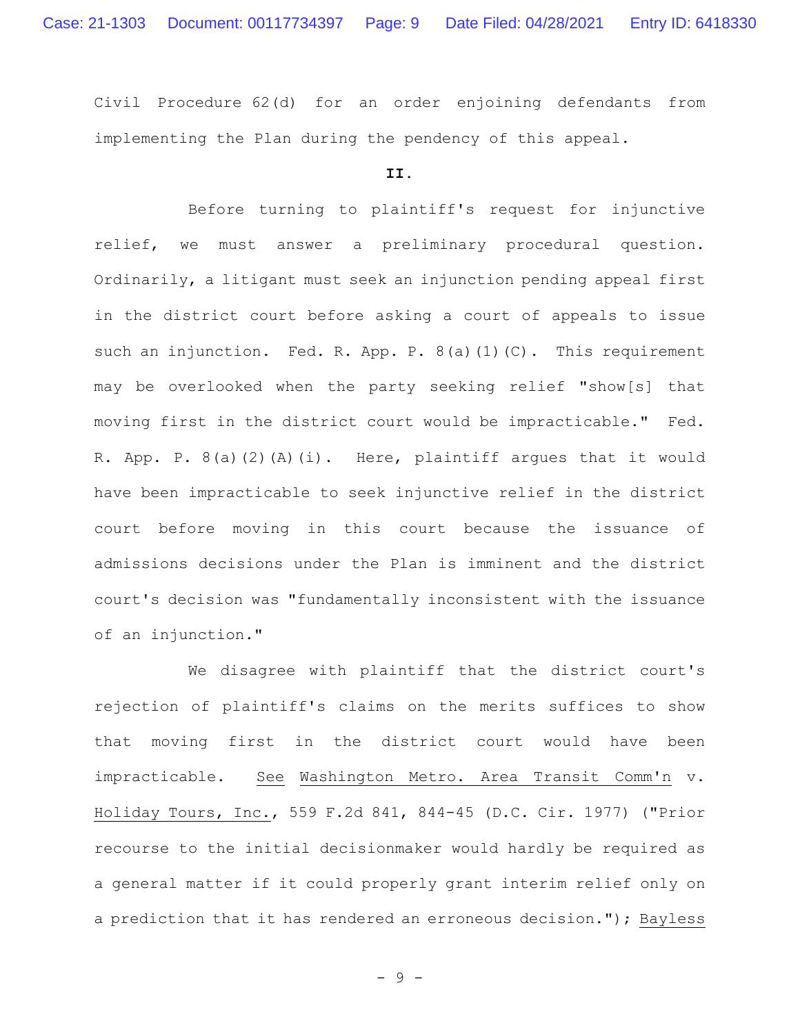Civil Procedure 62(d) for an order enjoining defendants from implementing the Plan during the pendency of this appeal.

**II.**

Before turning to plaintiff's request for injunctive relief, we must answer a preliminary procedural question. Ordinarily, a litigant must seek an injunction pending appeal first in the district court before asking a court of appeals to issue such an injunction. Fed. R. App. P. 8(a)(1)(C). This requirement may be overlooked when the party seeking relief "show[s] that moving first in the district court would be impracticable." Fed. R. App. P. 8(a)(2)(A)(i). Here, plaintiff argues that it would have been impracticable to seek injunctive relief in the district court before moving in this court because the issuance of admissions decisions under the Plan is imminent and the district court's decision was "fundamentally inconsistent with the issuance of an injunction."

We disagree with plaintiff that the district court's rejection of plaintiff's claims on the merits suffices to show that moving first in the district court would have been impracticable. See Washington Metro. Area Transit Comm'n v. Holiday Tours, Inc., 559 F.2d 841, 844-45 (D.C. Cir. 1977) ("Prior recourse to the initial decisionmaker would hardly be required as a general matter if it could properly grant interim relief only on a prediction that it has rendered an erroneous decision."); Bayless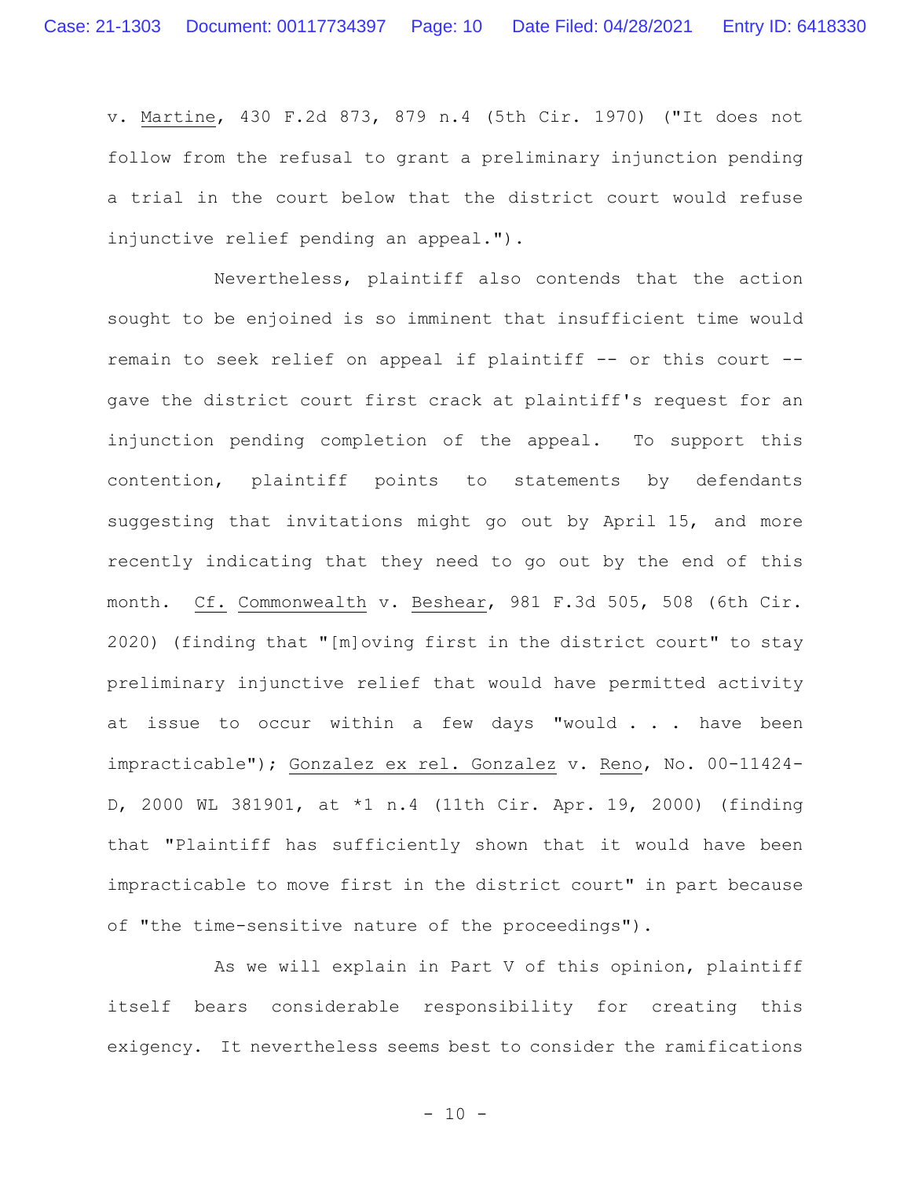v. Martine, 430 F.2d 873, 879 n.4 (5th Cir. 1970) ("It does not follow from the refusal to grant a preliminary injunction pending a trial in the court below that the district court would refuse injunctive relief pending an appeal.").

Nevertheless, plaintiff also contends that the action sought to be enjoined is so imminent that insufficient time would remain to seek relief on appeal if plaintiff -- or this court -- gave the district court first crack at plaintiff's request for an injunction pending completion of the appeal. To support this contention, plaintiff points to statements by defendants suggesting that invitations might go out by April 15, and more recently indicating that they need to go out by the end of this month. Cf. Commonwealth v. Beshear, 981 F.3d 505, 508 (6th Cir. 2020) (finding that "[m]oving first in the district court" to stay preliminary injunctive relief that would have permitted activity at issue to occur within a few days "would . . . have been impracticable"); Gonzalez ex rel. Gonzalez v. Reno, No. 00-11424-D, 2000 WL 381901, at *1 n.4 (11th Cir. Apr. 19, 2000) (finding that "Plaintiff has sufficiently shown that it would have been impracticable to move first in the district court" in part because of "the time-sensitive nature of the proceedings").

As we will explain in Part V of this opinion, plaintiff itself bears considerable responsibility for creating this exigency. It nevertheless seems best to consider the ramifications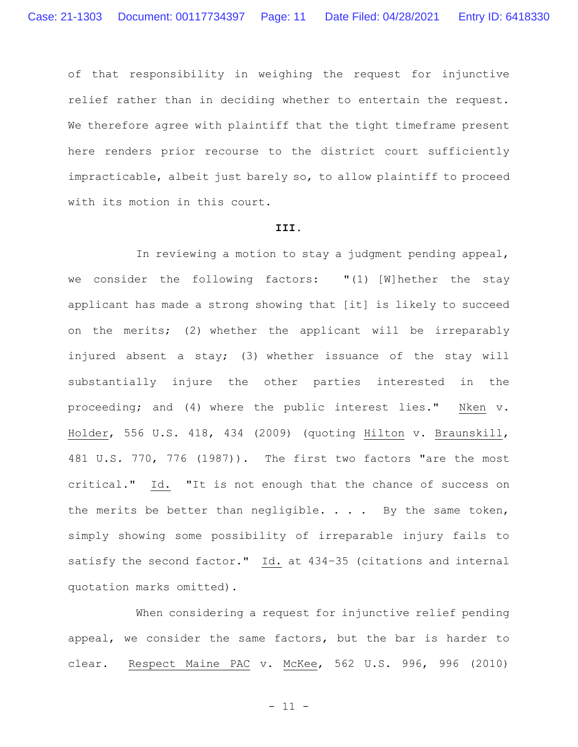of that responsibility in weighing the request for injunctive relief rather than in deciding whether to entertain the request. We therefore agree with plaintiff that the tight timeframe present here renders prior recourse to the district court sufficiently impracticable, albeit just barely so, to allow plaintiff to proceed with its motion in this court.

**III.**

In reviewing a motion to stay a judgment pending appeal, we consider the following factors: "(1) [W]hether the stay applicant has made a strong showing that [it] is likely to succeed on the merits; (2) whether the applicant will be irreparably injured absent a stay; (3) whether issuance of the stay will substantially injure the other parties interested in the proceeding; and (4) where the public interest lies." Nken v. Holder, 556 U.S. 418, 434 (2009) (quoting Hilton v. Braunskill, 481 U.S. 770, 776 (1987)). The first two factors "are the most critical." Id. "It is not enough that the chance of success on the merits be better than negligible. . . . By the same token, simply showing some possibility of irreparable injury fails to satisfy the second factor." Id. at 434–35 (citations and internal quotation marks omitted).

When considering a request for injunctive relief pending appeal, we consider the same factors, but the bar is harder to clear. Respect Maine PAC v. McKee, 562 U.S. 996, 996 (2010)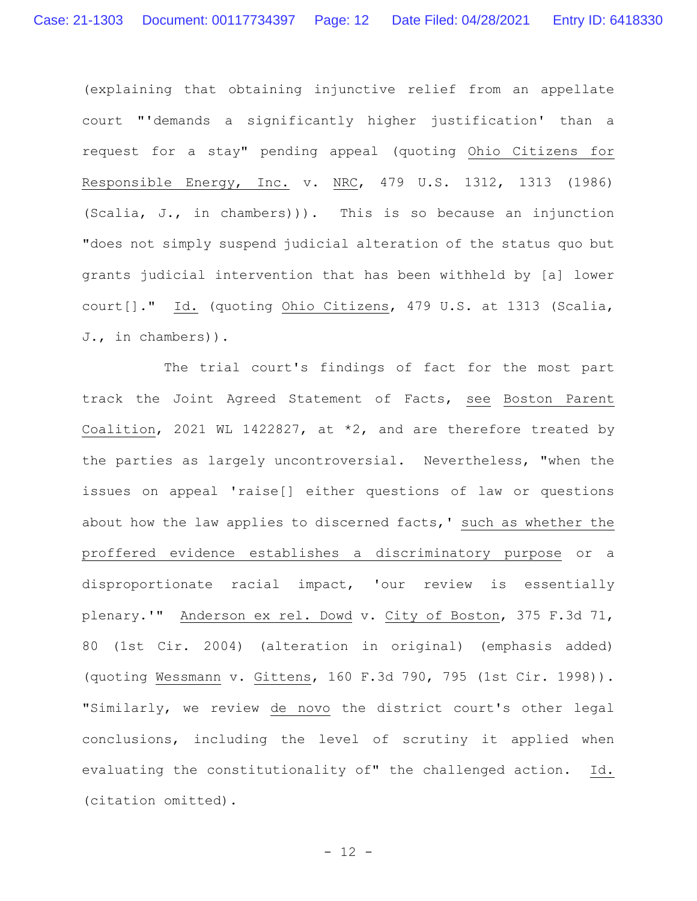(explaining that obtaining injunctive relief from an appellate court "'demands a significantly higher justification' than a request for a stay" pending appeal (quoting _Ohio Citizens for Responsible Energy, Inc._ v. _NRC_, 479 U.S. 1312, 1313 (1986) (Scalia, J., in chambers))). This is so because an injunction "does not simply suspend judicial alteration of the status quo but grants judicial intervention that has been withheld by [a] lower court[]." _Id._ (quoting _Ohio Citizens_, 479 U.S. at 1313 (Scalia, J., in chambers)).

The trial court's findings of fact for the most part track the Joint Agreed Statement of Facts, _see_ _Boston Parent Coalition_, 2021 WL 1422827, at *2, and are therefore treated by the parties as largely uncontroversial. Nevertheless, "when the issues on appeal 'raise[] either questions of law or questions about how the law applies to discerned facts,' _such as whether the proffered evidence establishes a discriminatory purpose_ or a disproportionate racial impact, 'our review is essentially plenary.'" _Anderson ex rel. Dowd_ v. _City of Boston_, 375 F.3d 71, 80 (1st Cir. 2004) (alteration in original) (emphasis added) (quoting _Wessmann_ v. _Gittens_, 160 F.3d 790, 795 (1st Cir. 1998)). "Similarly, we review _de novo_ the district court's other legal conclusions, including the level of scrutiny it applied when evaluating the constitutionality of" the challenged action. _Id._ (citation omitted).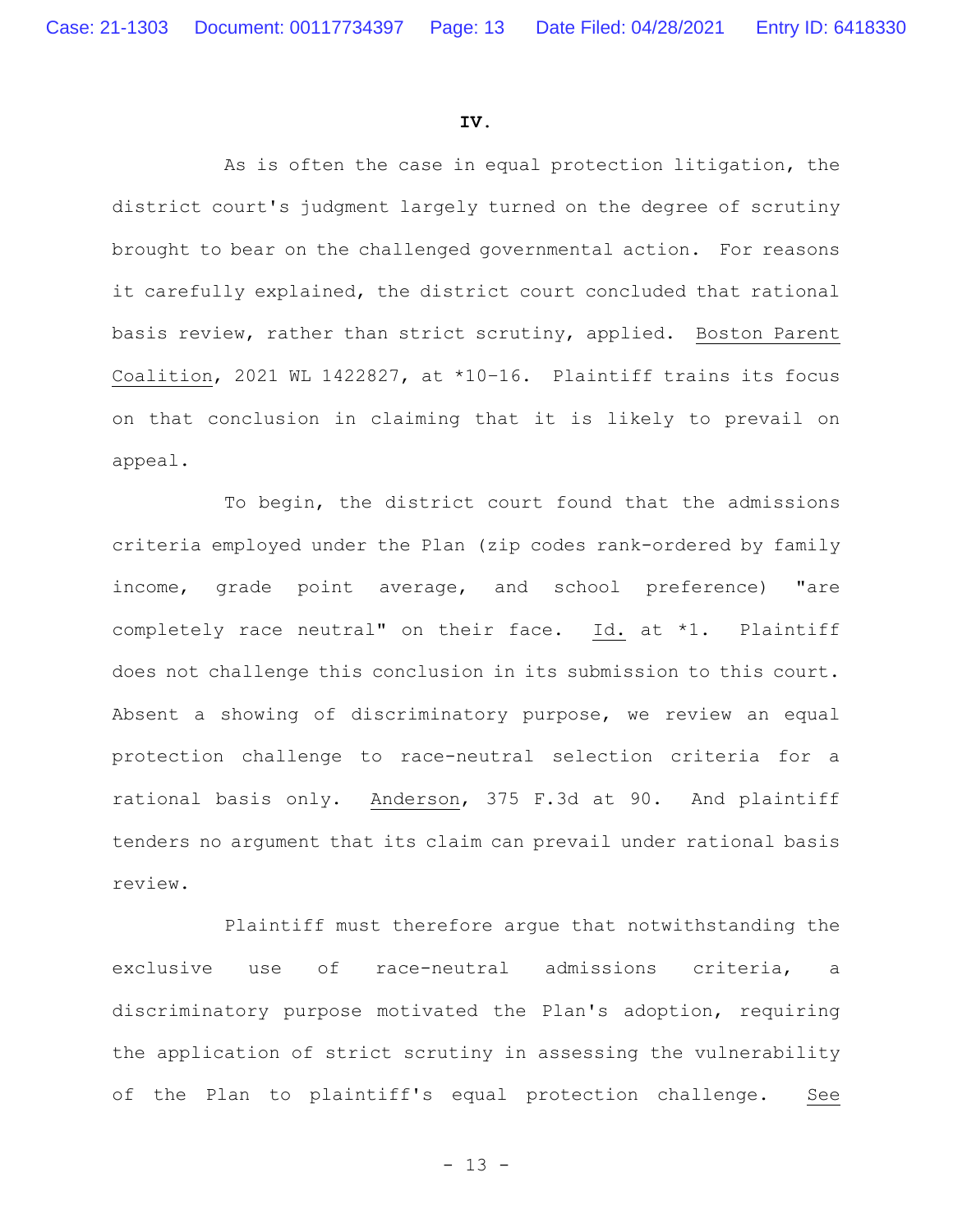## IV.

As is often the case in equal protection litigation, the district court's judgment largely turned on the degree of scrutiny brought to bear on the challenged governmental action. For reasons it carefully explained, the district court concluded that rational basis review, rather than strict scrutiny, applied. Boston Parent Coalition, 2021 WL 1422827, at *10-16. Plaintiff trains its focus on that conclusion in claiming that it is likely to prevail on appeal.

To begin, the district court found that the admissions criteria employed under the Plan (zip codes rank-ordered by family income, grade point average, and school preference) "are completely race neutral" on their face. Id. at *1. Plaintiff does not challenge this conclusion in its submission to this court. Absent a showing of discriminatory purpose, we review an equal protection challenge to race-neutral selection criteria for a rational basis only. Anderson, 375 F.3d at 90. And plaintiff tenders no argument that its claim can prevail under rational basis review.

Plaintiff must therefore argue that notwithstanding the exclusive use of race-neutral admissions criteria, a discriminatory purpose motivated the Plan's adoption, requiring the application of strict scrutiny in assessing the vulnerability of the Plan to plaintiff's equal protection challenge. See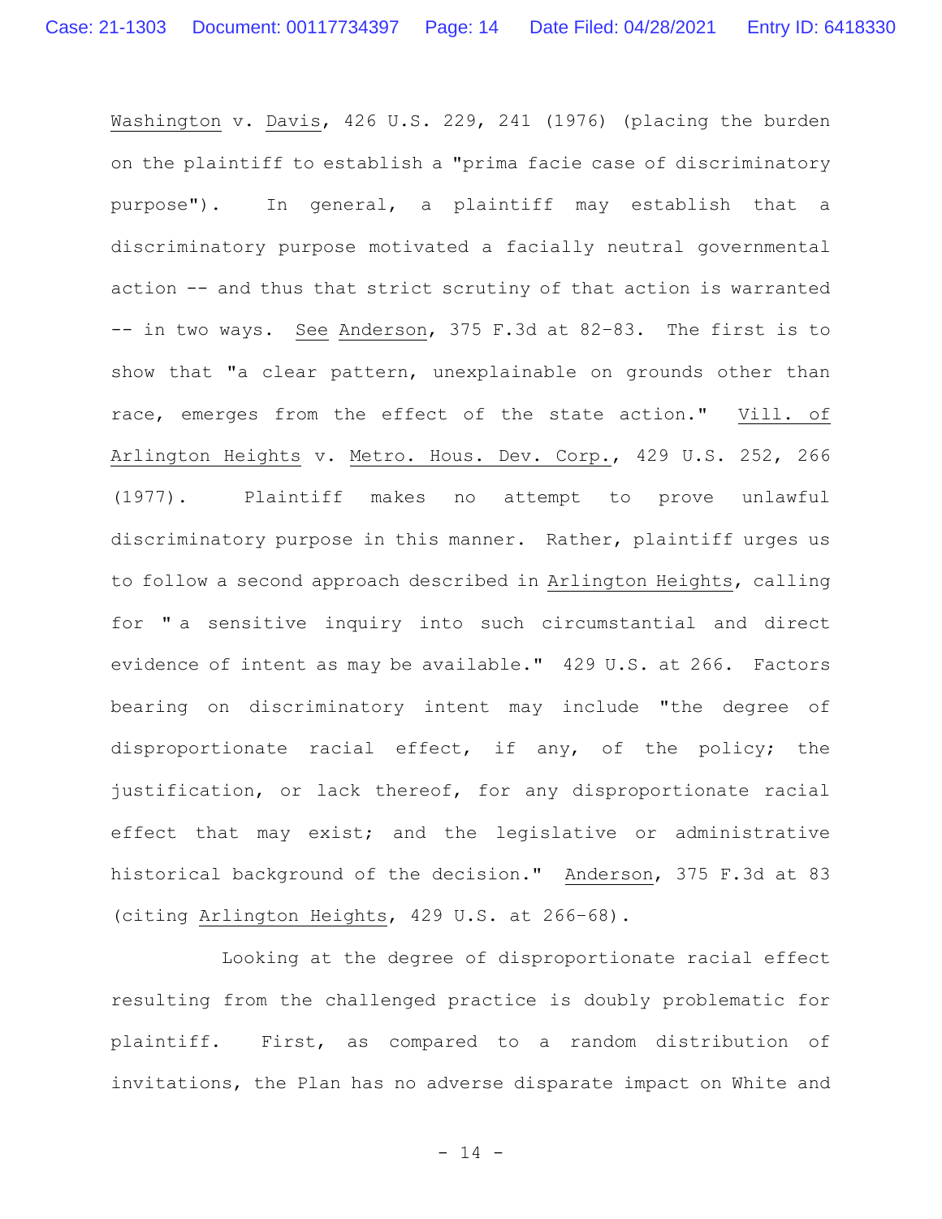*Washington* v. *Davis*, 426 U.S. 229, 241 (1976) (placing the burden on the plaintiff to establish a "prima facie case of discriminatory purpose"). In general, a plaintiff may establish that a discriminatory purpose motivated a facially neutral governmental action -- and thus that strict scrutiny of that action is warranted -- in two ways. *See* *Anderson*, 375 F.3d at 82–83. The first is to show that "a clear pattern, unexplainable on grounds other than race, emerges from the effect of the state action." *Vill. of Arlington Heights* v. *Metro. Hous. Dev. Corp.*, 429 U.S. 252, 266 (1977). Plaintiff makes no attempt to prove unlawful discriminatory purpose in this manner. Rather, plaintiff urges us to follow a second approach described in *Arlington Heights*, calling for " a sensitive inquiry into such circumstantial and direct evidence of intent as may be available." 429 U.S. at 266. Factors bearing on discriminatory intent may include "the degree of disproportionate racial effect, if any, of the policy; the justification, or lack thereof, for any disproportionate racial effect that may exist; and the legislative or administrative historical background of the decision." *Anderson*, 375 F.3d at 83 (citing *Arlington Heights*, 429 U.S. at 266–68).

Looking at the degree of disproportionate racial effect resulting from the challenged practice is doubly problematic for plaintiff. First, as compared to a random distribution of invitations, the Plan has no adverse disparate impact on White and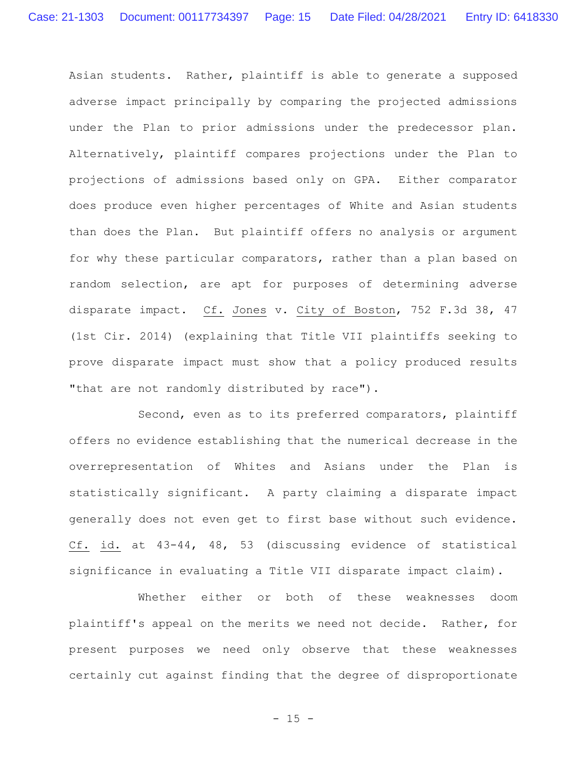Asian students. Rather, plaintiff is able to generate a supposed adverse impact principally by comparing the projected admissions under the Plan to prior admissions under the predecessor plan. Alternatively, plaintiff compares projections under the Plan to projections of admissions based only on GPA. Either comparator does produce even higher percentages of White and Asian students than does the Plan. But plaintiff offers no analysis or argument for why these particular comparators, rather than a plan based on random selection, are apt for purposes of determining adverse disparate impact. Cf. Jones v. City of Boston, 752 F.3d 38, 47 (1st Cir. 2014) (explaining that Title VII plaintiffs seeking to prove disparate impact must show that a policy produced results "that are not randomly distributed by race").

Second, even as to its preferred comparators, plaintiff offers no evidence establishing that the numerical decrease in the overrepresentation of Whites and Asians under the Plan is statistically significant. A party claiming a disparate impact generally does not even get to first base without such evidence. Cf. id. at 43-44, 48, 53 (discussing evidence of statistical significance in evaluating a Title VII disparate impact claim).

Whether either or both of these weaknesses doom plaintiff's appeal on the merits we need not decide. Rather, for present purposes we need only observe that these weaknesses certainly cut against finding that the degree of disproportionate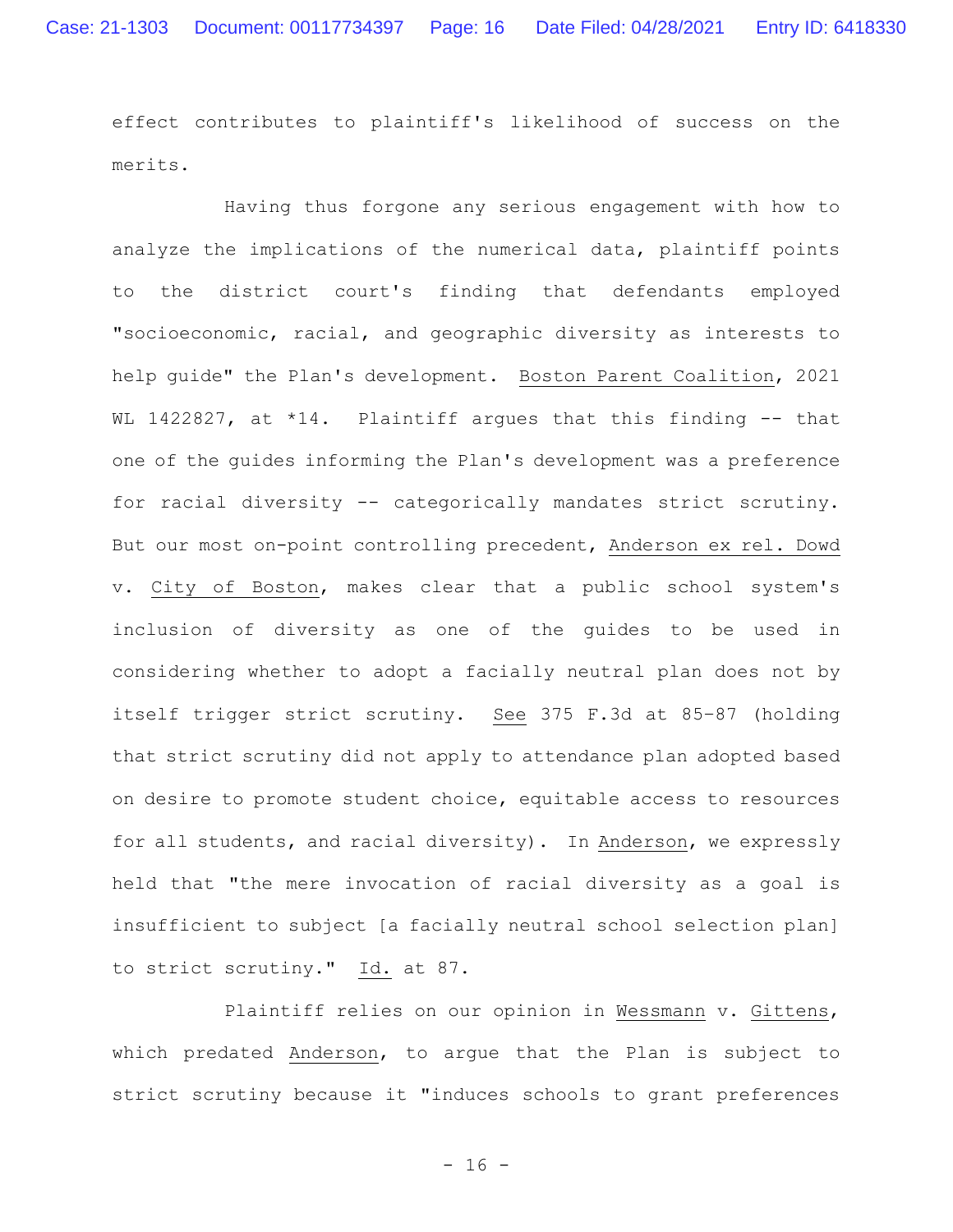effect contributes to plaintiff's likelihood of success on the merits.

Having thus forgone any serious engagement with how to analyze the implications of the numerical data, plaintiff points to the district court's finding that defendants employed "socioeconomic, racial, and geographic diversity as interests to help guide" the Plan's development. Boston Parent Coalition, 2021 WL 1422827, at *14. Plaintiff argues that this finding -- that one of the guides informing the Plan's development was a preference for racial diversity -- categorically mandates strict scrutiny. But our most on-point controlling precedent, Anderson ex rel. Dowd v. City of Boston, makes clear that a public school system's inclusion of diversity as one of the guides to be used in considering whether to adopt a facially neutral plan does not by itself trigger strict scrutiny. See 375 F.3d at 85–87 (holding that strict scrutiny did not apply to attendance plan adopted based on desire to promote student choice, equitable access to resources for all students, and racial diversity). In Anderson, we expressly held that "the mere invocation of racial diversity as a goal is insufficient to subject [a facially neutral school selection plan] to strict scrutiny." Id. at 87.

Plaintiff relies on our opinion in Wessmann v. Gittens, which predated Anderson, to argue that the Plan is subject to strict scrutiny because it "induces schools to grant preferences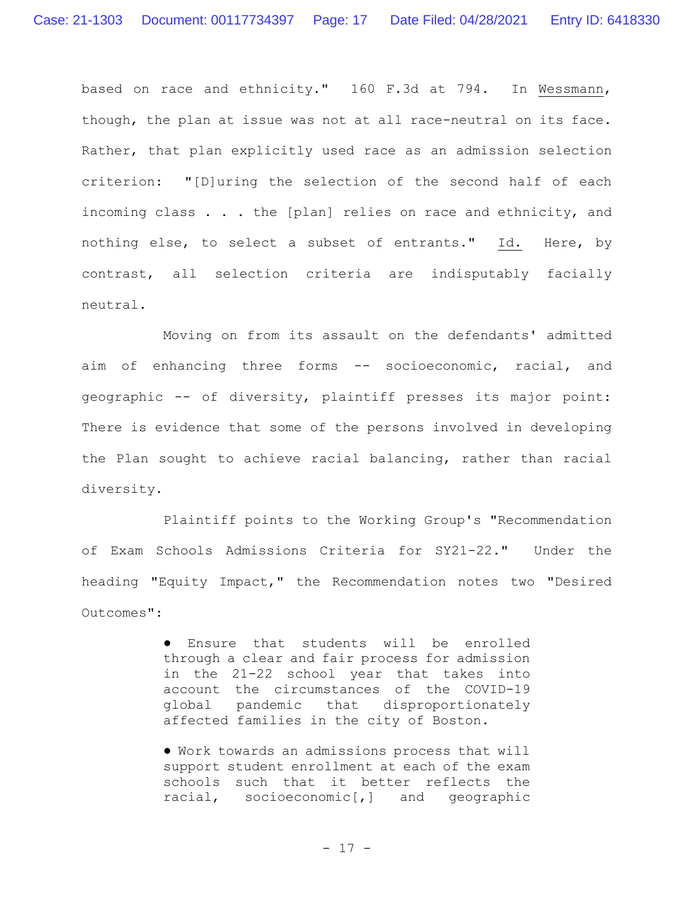based on race and ethnicity." 160 F.3d at 794. In Wessmann, though, the plan at issue was not at all race-neutral on its face. Rather, that plan explicitly used race as an admission selection criterion: "[D]uring the selection of the second half of each incoming class . . . the [plan] relies on race and ethnicity, and nothing else, to select a subset of entrants." Id. Here, by contrast, all selection criteria are indisputably facially neutral.

Moving on from its assault on the defendants' admitted aim of enhancing three forms -- socioeconomic, racial, and geographic -- of diversity, plaintiff presses its major point: There is evidence that some of the persons involved in developing the Plan sought to achieve racial balancing, rather than racial diversity.

Plaintiff points to the Working Group's "Recommendation of Exam Schools Admissions Criteria for SY21-22." Under the heading "Equity Impact," the Recommendation notes two "Desired Outcomes":

> ● Ensure that students will be enrolled through a clear and fair process for admission in the 21-22 school year that takes into account the circumstances of the COVID-19 global pandemic that disproportionately affected families in the city of Boston.
>
> ● Work towards an admissions process that will support student enrollment at each of the exam schools such that it better reflects the racial, socioeconomic[,] and geographic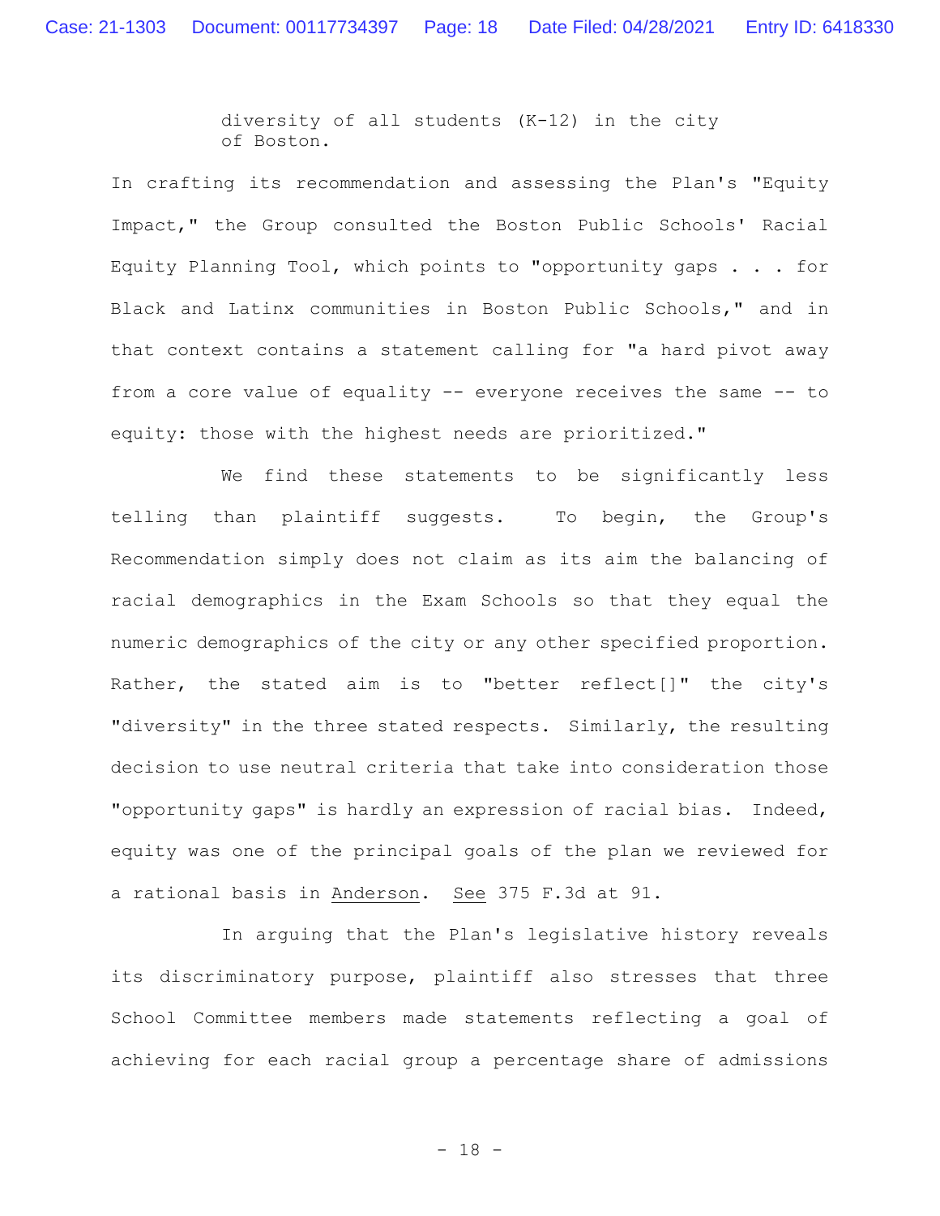> diversity of all students (K-12) in the city of Boston.

In crafting its recommendation and assessing the Plan's "Equity Impact," the Group consulted the Boston Public Schools' Racial Equity Planning Tool, which points to "opportunity gaps . . . for Black and Latinx communities in Boston Public Schools," and in that context contains a statement calling for "a hard pivot away from a core value of equality -- everyone receives the same -- to equity: those with the highest needs are prioritized."

We find these statements to be significantly less telling than plaintiff suggests. To begin, the Group's Recommendation simply does not claim as its aim the balancing of racial demographics in the Exam Schools so that they equal the numeric demographics of the city or any other specified proportion. Rather, the stated aim is to "better reflect[]" the city's "diversity" in the three stated respects. Similarly, the resulting decision to use neutral criteria that take into consideration those "opportunity gaps" is hardly an expression of racial bias. Indeed, equity was one of the principal goals of the plan we reviewed for a rational basis in <u>Anderson</u>. <u>See</u> 375 F.3d at 91.

In arguing that the Plan's legislative history reveals its discriminatory purpose, plaintiff also stresses that three School Committee members made statements reflecting a goal of achieving for each racial group a percentage share of admissions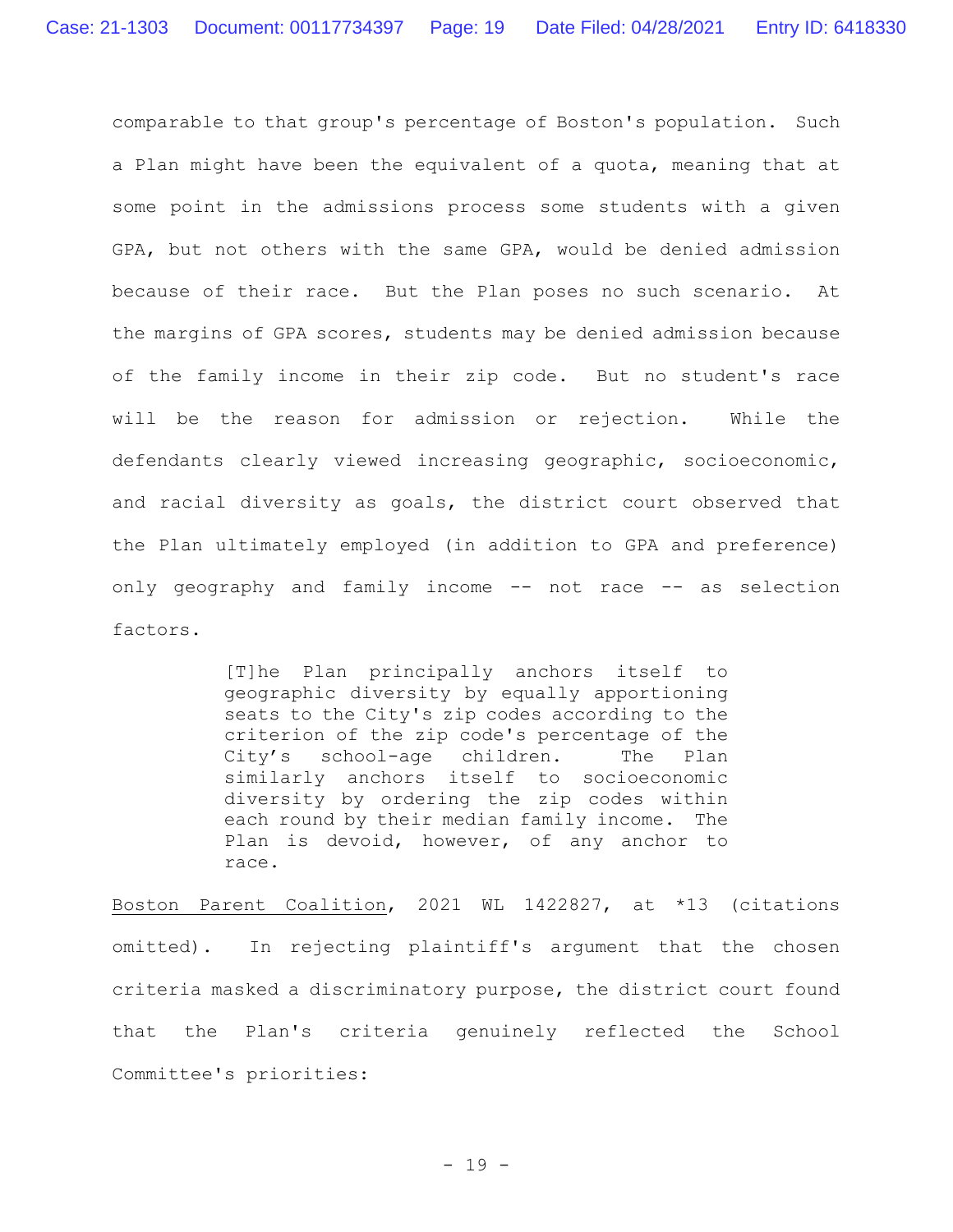comparable to that group's percentage of Boston's population. Such a Plan might have been the equivalent of a quota, meaning that at some point in the admissions process some students with a given GPA, but not others with the same GPA, would be denied admission because of their race. But the Plan poses no such scenario. At the margins of GPA scores, students may be denied admission because of the family income in their zip code. But no student's race will be the reason for admission or rejection. While the defendants clearly viewed increasing geographic, socioeconomic, and racial diversity as goals, the district court observed that the Plan ultimately employed (in addition to GPA and preference) only geography and family income -- not race -- as selection factors.

> [T]he Plan principally anchors itself to geographic diversity by equally apportioning seats to the City's zip codes according to the criterion of the zip code's percentage of the City's school-age children. The Plan similarly anchors itself to socioeconomic diversity by ordering the zip codes within each round by their median family income. The Plan is devoid, however, of any anchor to race.

Boston Parent Coalition, 2021 WL 1422827, at *13 (citations omitted). In rejecting plaintiff's argument that the chosen criteria masked a discriminatory purpose, the district court found that the Plan's criteria genuinely reflected the School Committee's priorities: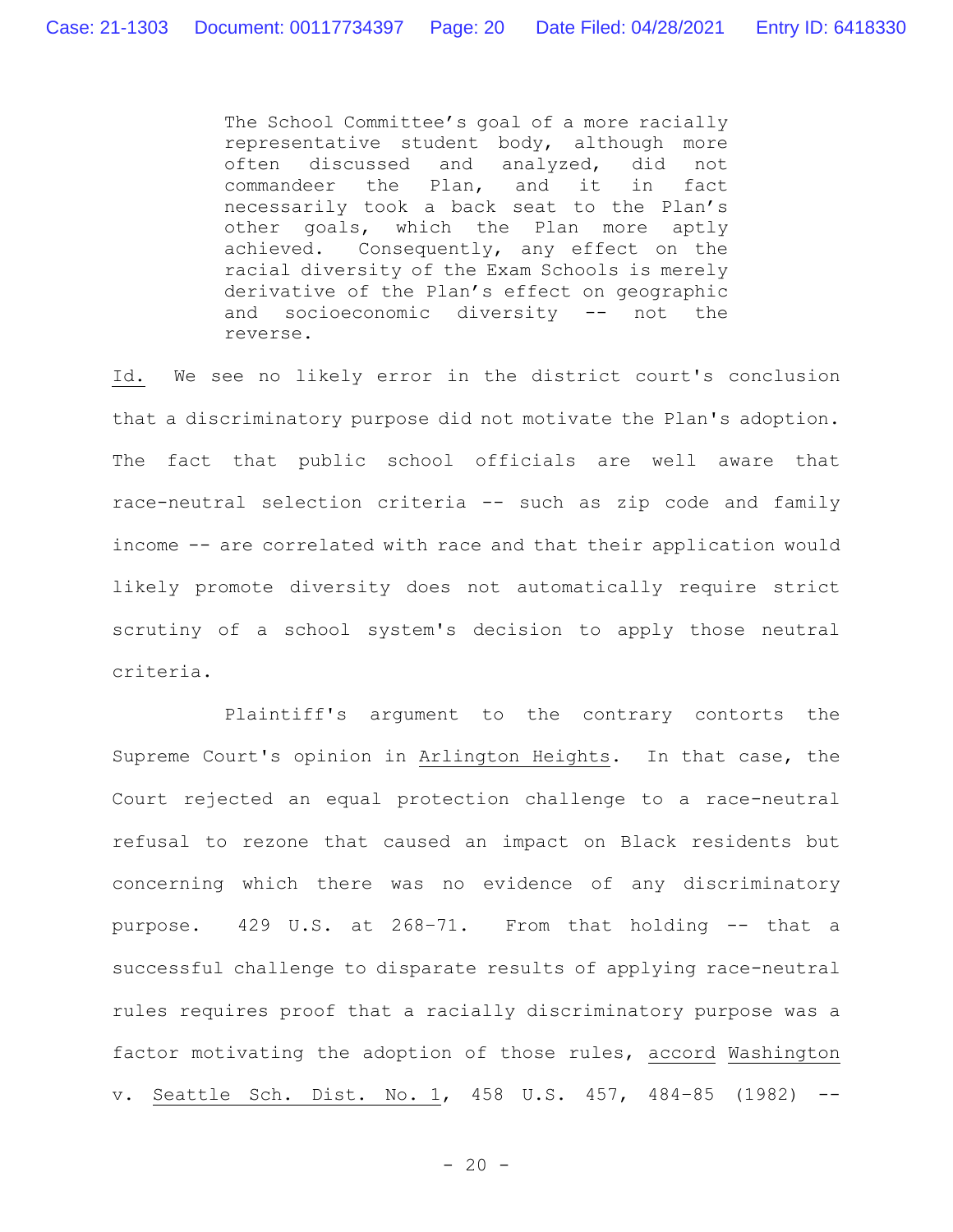> The School Committee's goal of a more racially representative student body, although more often discussed and analyzed, did not commandeer the Plan, and it in fact necessarily took a back seat to the Plan's other goals, which the Plan more aptly achieved. Consequently, any effect on the racial diversity of the Exam Schools is merely derivative of the Plan's effect on geographic and socioeconomic diversity -- not the reverse.

Id. We see no likely error in the district court's conclusion that a discriminatory purpose did not motivate the Plan's adoption. The fact that public school officials are well aware that race-neutral selection criteria -- such as zip code and family income -- are correlated with race and that their application would likely promote diversity does not automatically require strict scrutiny of a school system's decision to apply those neutral criteria.

Plaintiff's argument to the contrary contorts the Supreme Court's opinion in Arlington Heights. In that case, the Court rejected an equal protection challenge to a race-neutral refusal to rezone that caused an impact on Black residents but concerning which there was no evidence of any discriminatory purpose. 429 U.S. at 268–71. From that holding -- that a successful challenge to disparate results of applying race-neutral rules requires proof that a racially discriminatory purpose was a factor motivating the adoption of those rules, accord Washington v. Seattle Sch. Dist. No. 1, 458 U.S. 457, 484–85 (1982) --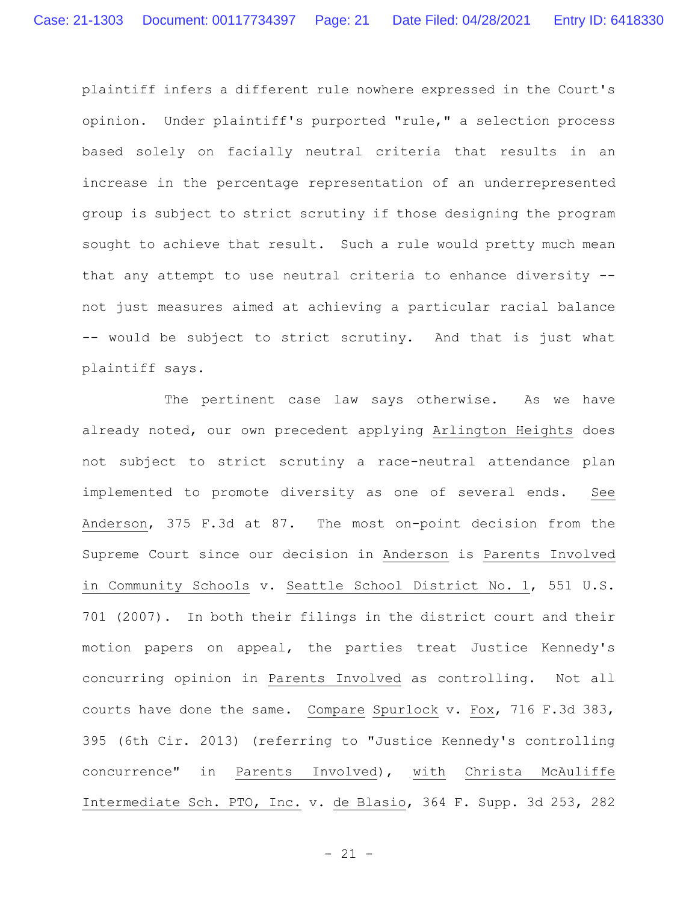plaintiff infers a different rule nowhere expressed in the Court's opinion. Under plaintiff's purported "rule," a selection process based solely on facially neutral criteria that results in an increase in the percentage representation of an underrepresented group is subject to strict scrutiny if those designing the program sought to achieve that result. Such a rule would pretty much mean that any attempt to use neutral criteria to enhance diversity -- not just measures aimed at achieving a particular racial balance -- would be subject to strict scrutiny. And that is just what plaintiff says.

The pertinent case law says otherwise. As we have already noted, our own precedent applying Arlington Heights does not subject to strict scrutiny a race-neutral attendance plan implemented to promote diversity as one of several ends. See Anderson, 375 F.3d at 87. The most on-point decision from the Supreme Court since our decision in Anderson is Parents Involved in Community Schools v. Seattle School District No. 1, 551 U.S. 701 (2007). In both their filings in the district court and their motion papers on appeal, the parties treat Justice Kennedy's concurring opinion in Parents Involved as controlling. Not all courts have done the same. Compare Spurlock v. Fox, 716 F.3d 383, 395 (6th Cir. 2013) (referring to "Justice Kennedy's controlling concurrence" in Parents Involved), with Christa McAuliffe Intermediate Sch. PTO, Inc. v. de Blasio, 364 F. Supp. 3d 253, 282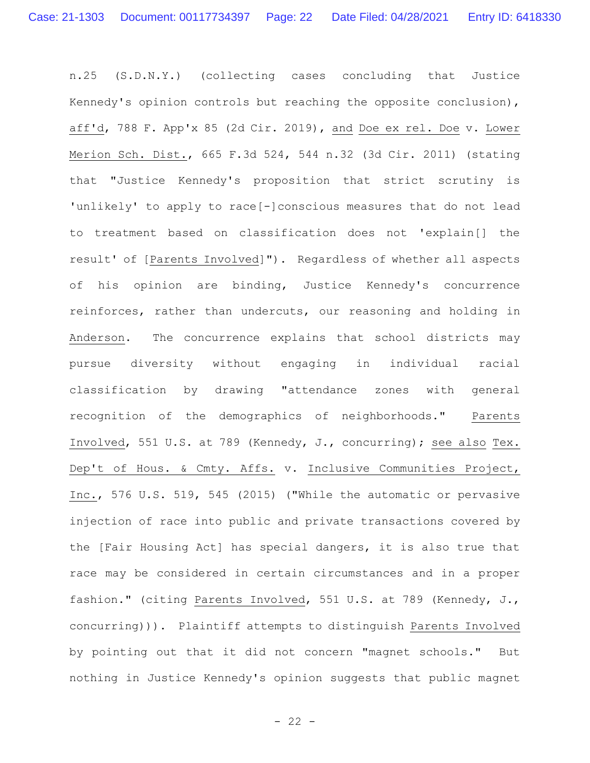n.25 (S.D.N.Y.) (collecting cases concluding that Justice Kennedy's opinion controls but reaching the opposite conclusion), aff'd, 788 F. App'x 85 (2d Cir. 2019), and Doe ex rel. Doe v. Lower Merion Sch. Dist., 665 F.3d 524, 544 n.32 (3d Cir. 2011) (stating that "Justice Kennedy's proposition that strict scrutiny is 'unlikely' to apply to race[-]conscious measures that do not lead to treatment based on classification does not 'explain[] the result' of [Parents Involved]"). Regardless of whether all aspects of his opinion are binding, Justice Kennedy's concurrence reinforces, rather than undercuts, our reasoning and holding in Anderson. The concurrence explains that school districts may pursue diversity without engaging in individual racial classification by drawing "attendance zones with general recognition of the demographics of neighborhoods." Parents Involved, 551 U.S. at 789 (Kennedy, J., concurring); see also Tex. Dep't of Hous. & Cmty. Affs. v. Inclusive Communities Project, Inc., 576 U.S. 519, 545 (2015) ("While the automatic or pervasive injection of race into public and private transactions covered by the [Fair Housing Act] has special dangers, it is also true that race may be considered in certain circumstances and in a proper fashion." (citing Parents Involved, 551 U.S. at 789 (Kennedy, J., concurring))). Plaintiff attempts to distinguish Parents Involved by pointing out that it did not concern "magnet schools." But nothing in Justice Kennedy's opinion suggests that public magnet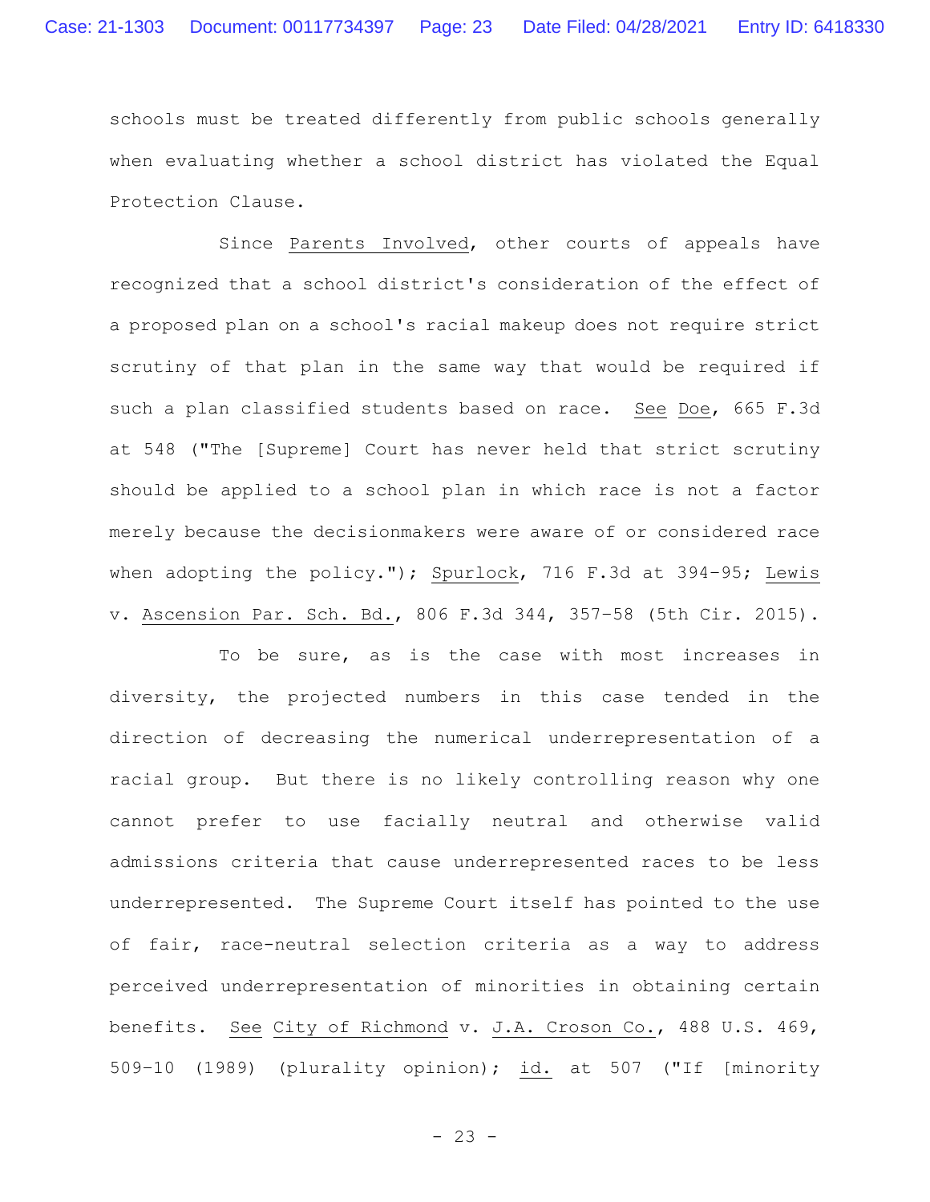schools must be treated differently from public schools generally when evaluating whether a school district has violated the Equal Protection Clause.

Since Parents Involved, other courts of appeals have recognized that a school district's consideration of the effect of a proposed plan on a school's racial makeup does not require strict scrutiny of that plan in the same way that would be required if such a plan classified students based on race. See Doe, 665 F.3d at 548 ("The [Supreme] Court has never held that strict scrutiny should be applied to a school plan in which race is not a factor merely because the decisionmakers were aware of or considered race when adopting the policy."); Spurlock, 716 F.3d at 394–95; Lewis v. Ascension Par. Sch. Bd., 806 F.3d 344, 357–58 (5th Cir. 2015).

To be sure, as is the case with most increases in diversity, the projected numbers in this case tended in the direction of decreasing the numerical underrepresentation of a racial group. But there is no likely controlling reason why one cannot prefer to use facially neutral and otherwise valid admissions criteria that cause underrepresented races to be less underrepresented. The Supreme Court itself has pointed to the use of fair, race-neutral selection criteria as a way to address perceived underrepresentation of minorities in obtaining certain benefits. See City of Richmond v. J.A. Croson Co., 488 U.S. 469, 509–10 (1989) (plurality opinion); id. at 507 ("If [minority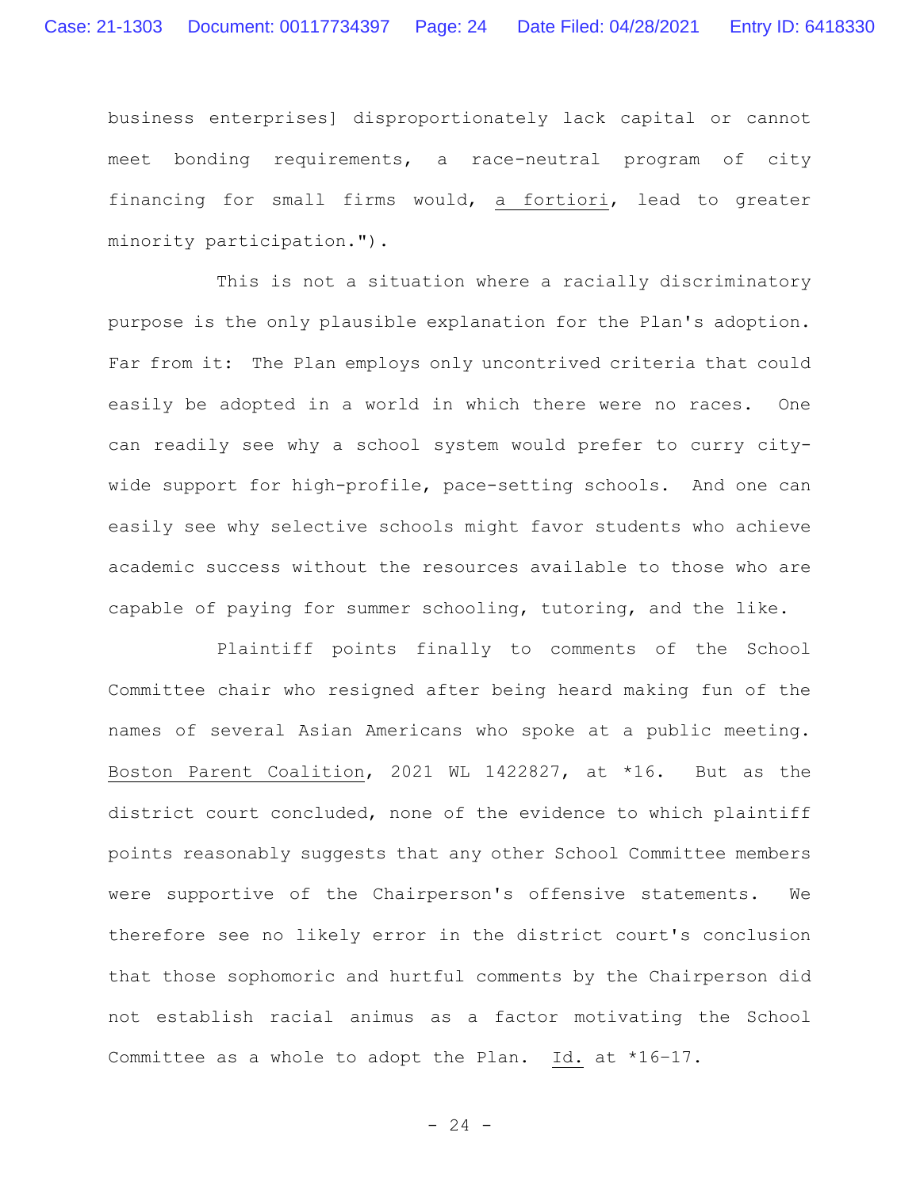business enterprises] disproportionately lack capital or cannot meet bonding requirements, a race-neutral program of city financing for small firms would, *a fortiori*, lead to greater minority participation.").

This is not a situation where a racially discriminatory purpose is the only plausible explanation for the Plan's adoption. Far from it: The Plan employs only uncontrived criteria that could easily be adopted in a world in which there were no races. One can readily see why a school system would prefer to curry city-wide support for high-profile, pace-setting schools. And one can easily see why selective schools might favor students who achieve academic success without the resources available to those who are capable of paying for summer schooling, tutoring, and the like.

Plaintiff points finally to comments of the School Committee chair who resigned after being heard making fun of the names of several Asian Americans who spoke at a public meeting. *Boston Parent Coalition*, 2021 WL 1422827, at *16. But as the district court concluded, none of the evidence to which plaintiff points reasonably suggests that any other School Committee members were supportive of the Chairperson's offensive statements. We therefore see no likely error in the district court's conclusion that those sophomoric and hurtful comments by the Chairperson did not establish racial animus as a factor motivating the School Committee as a whole to adopt the Plan. *Id.* at *16-17.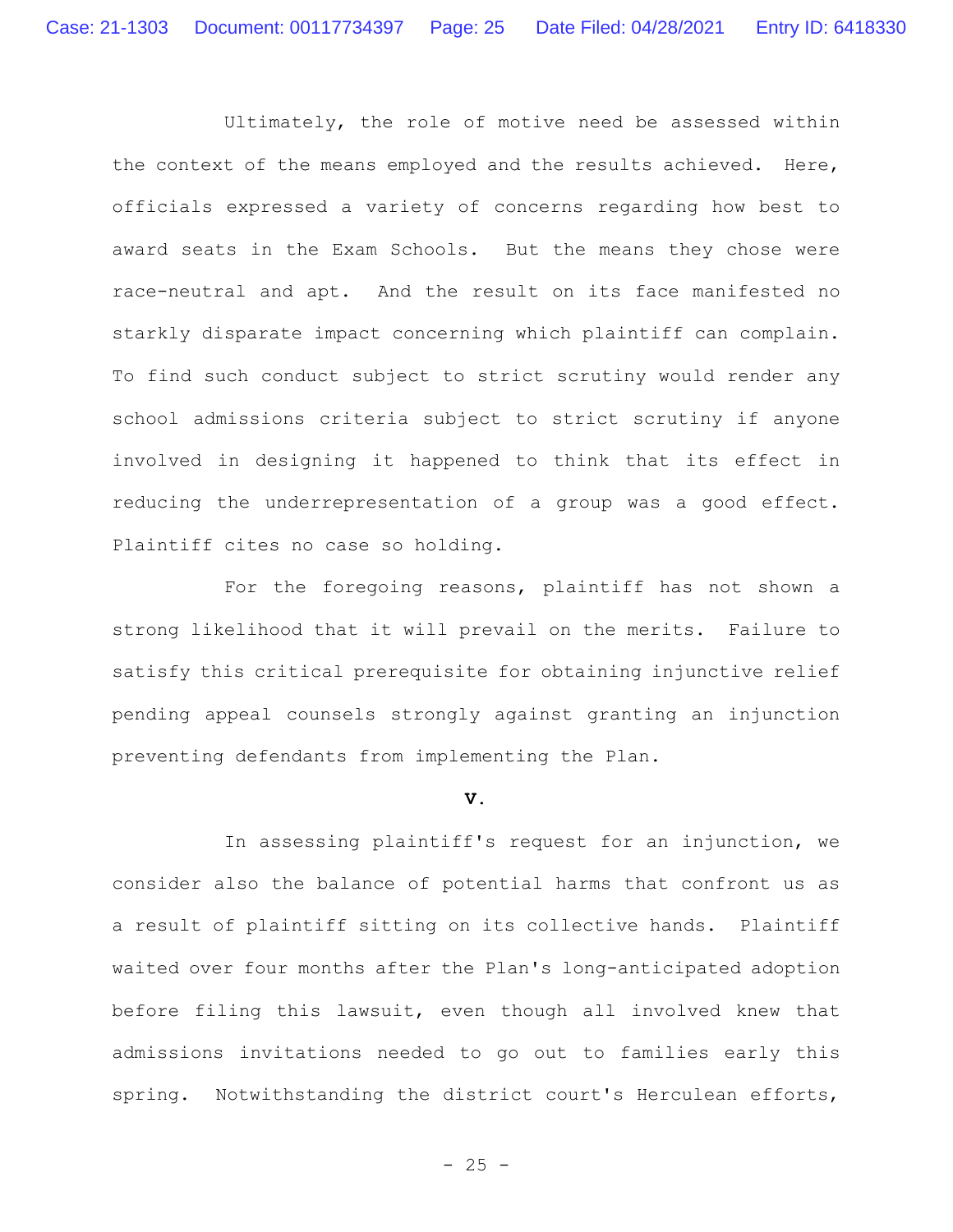Ultimately, the role of motive need be assessed within the context of the means employed and the results achieved. Here, officials expressed a variety of concerns regarding how best to award seats in the Exam Schools. But the means they chose were race-neutral and apt. And the result on its face manifested no starkly disparate impact concerning which plaintiff can complain. To find such conduct subject to strict scrutiny would render any school admissions criteria subject to strict scrutiny if anyone involved in designing it happened to think that its effect in reducing the underrepresentation of a group was a good effect. Plaintiff cites no case so holding.

For the foregoing reasons, plaintiff has not shown a strong likelihood that it will prevail on the merits. Failure to satisfy this critical prerequisite for obtaining injunctive relief pending appeal counsels strongly against granting an injunction preventing defendants from implementing the Plan.

## V.

In assessing plaintiff's request for an injunction, we consider also the balance of potential harms that confront us as a result of plaintiff sitting on its collective hands. Plaintiff waited over four months after the Plan's long-anticipated adoption before filing this lawsuit, even though all involved knew that admissions invitations needed to go out to families early this spring. Notwithstanding the district court's Herculean efforts,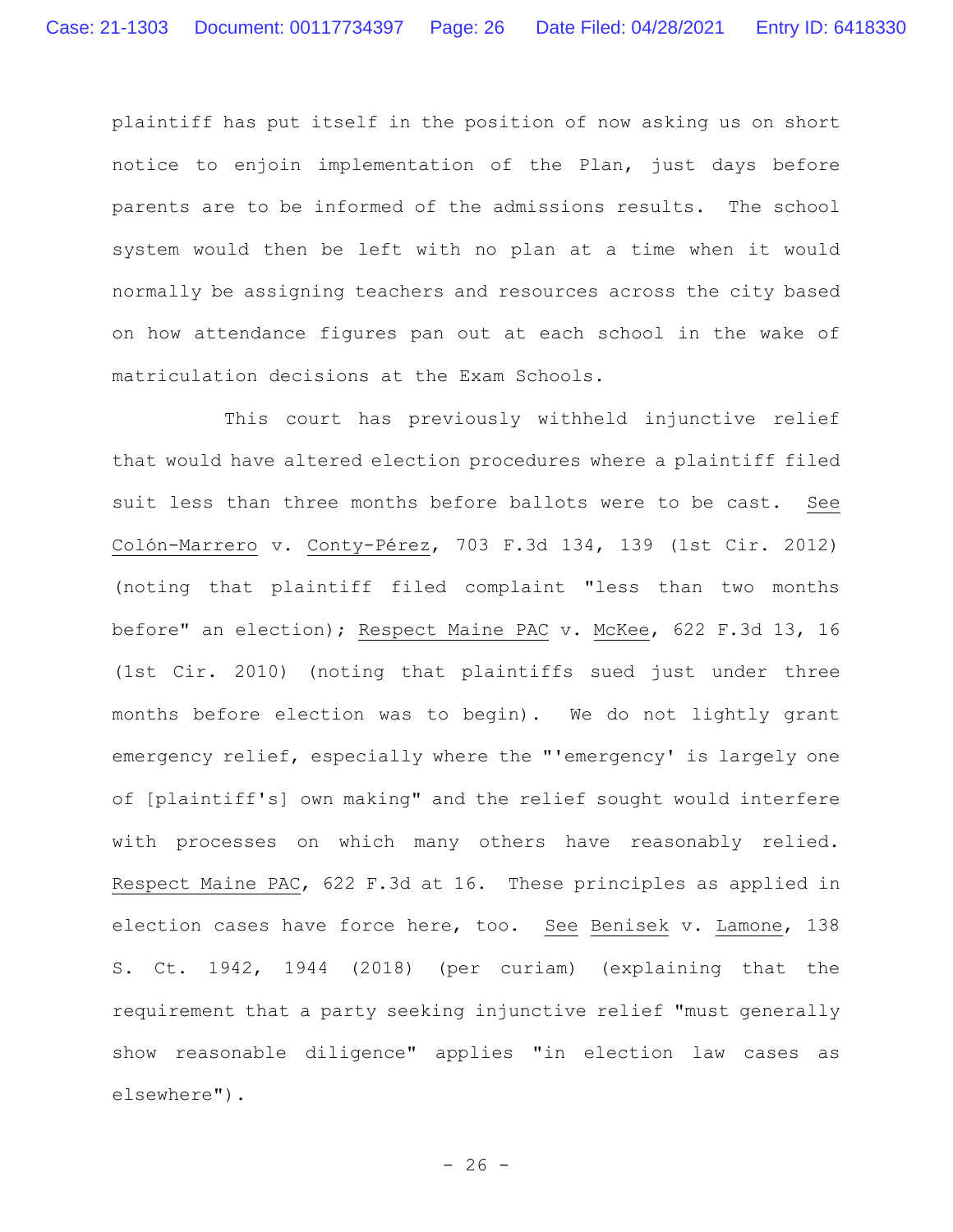plaintiff has put itself in the position of now asking us on short notice to enjoin implementation of the Plan, just days before parents are to be informed of the admissions results. The school system would then be left with no plan at a time when it would normally be assigning teachers and resources across the city based on how attendance figures pan out at each school in the wake of matriculation decisions at the Exam Schools.

This court has previously withheld injunctive relief that would have altered election procedures where a plaintiff filed suit less than three months before ballots were to be cast. See Colón-Marrero v. Conty-Pérez, 703 F.3d 134, 139 (1st Cir. 2012) (noting that plaintiff filed complaint "less than two months before" an election); Respect Maine PAC v. McKee, 622 F.3d 13, 16 (1st Cir. 2010) (noting that plaintiffs sued just under three months before election was to begin). We do not lightly grant emergency relief, especially where the "'emergency' is largely one of [plaintiff's] own making" and the relief sought would interfere with processes on which many others have reasonably relied. Respect Maine PAC, 622 F.3d at 16. These principles as applied in election cases have force here, too. See Benisek v. Lamone, 138 S. Ct. 1942, 1944 (2018) (per curiam) (explaining that the requirement that a party seeking injunctive relief "must generally show reasonable diligence" applies "in election law cases as elsewhere").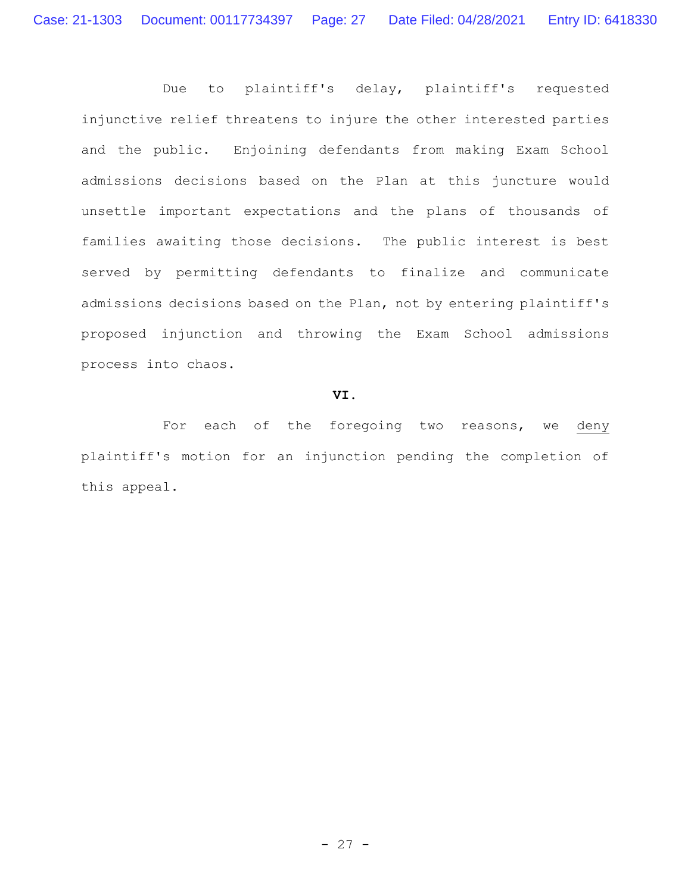Due to plaintiff's delay, plaintiff's requested injunctive relief threatens to injure the other interested parties and the public. Enjoining defendants from making Exam School admissions decisions based on the Plan at this juncture would unsettle important expectations and the plans of thousands of families awaiting those decisions. The public interest is best served by permitting defendants to finalize and communicate admissions decisions based on the Plan, not by entering plaintiff's proposed injunction and throwing the Exam School admissions process into chaos.

## VI.

For each of the foregoing two reasons, we deny plaintiff's motion for an injunction pending the completion of this appeal.